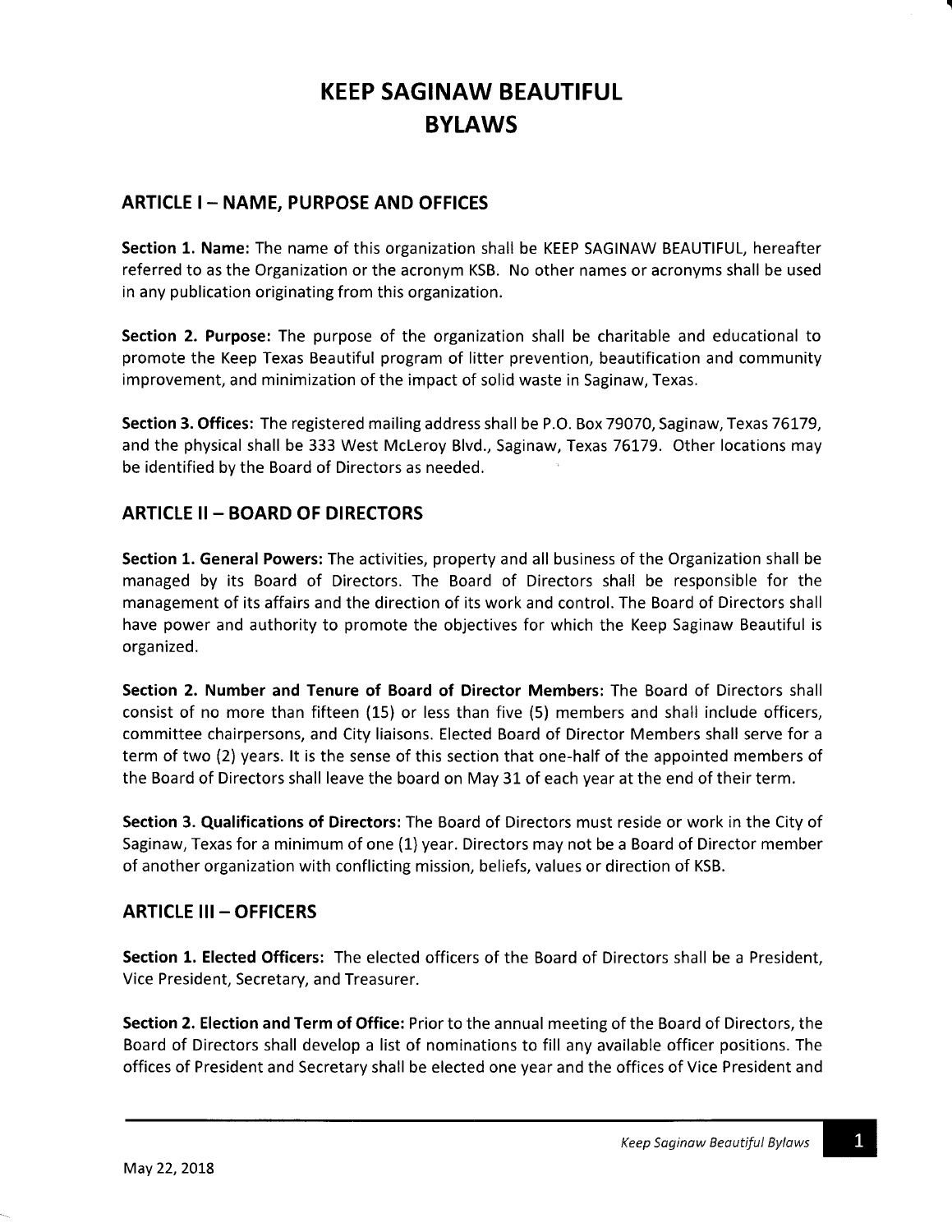# KEEP SAGINAW BEAUTIFUL
# BYLAWS

## ARTICLE I – NAME, PURPOSE AND OFFICES

**Section 1. Name:** The name of this organization shall be KEEP SAGINAW BEAUTIFUL, hereafter referred to as the Organization or the acronym KSB. No other names or acronyms shall be used in any publication originating from this organization.

**Section 2. Purpose:** The purpose of the organization shall be charitable and educational to promote the Keep Texas Beautiful program of litter prevention, beautification and community improvement, and minimization of the impact of solid waste in Saginaw, Texas.

**Section 3. Offices:** The registered mailing address shall be P.O. Box 79070, Saginaw, Texas 76179, and the physical shall be 333 West McLeroy Blvd., Saginaw, Texas 76179. Other locations may be identified by the Board of Directors as needed.

## ARTICLE II – BOARD OF DIRECTORS

**Section 1. General Powers:** The activities, property and all business of the Organization shall be managed by its Board of Directors. The Board of Directors shall be responsible for the management of its affairs and the direction of its work and control. The Board of Directors shall have power and authority to promote the objectives for which the Keep Saginaw Beautiful is organized.

**Section 2. Number and Tenure of Board of Director Members:** The Board of Directors shall consist of no more than fifteen (15) or less than five (5) members and shall include officers, committee chairpersons, and City liaisons. Elected Board of Director Members shall serve for a term of two (2) years. It is the sense of this section that one-half of the appointed members of the Board of Directors shall leave the board on May 31 of each year at the end of their term.

**Section 3. Qualifications of Directors:** The Board of Directors must reside or work in the City of Saginaw, Texas for a minimum of one (1) year. Directors may not be a Board of Director member of another organization with conflicting mission, beliefs, values or direction of KSB.

## ARTICLE III – OFFICERS

**Section 1. Elected Officers:** The elected officers of the Board of Directors shall be a President, Vice President, Secretary, and Treasurer.

**Section 2. Election and Term of Office:** Prior to the annual meeting of the Board of Directors, the Board of Directors shall develop a list of nominations to fill any available officer positions. The offices of President and Secretary shall be elected one year and the offices of Vice President and

May 22, 2018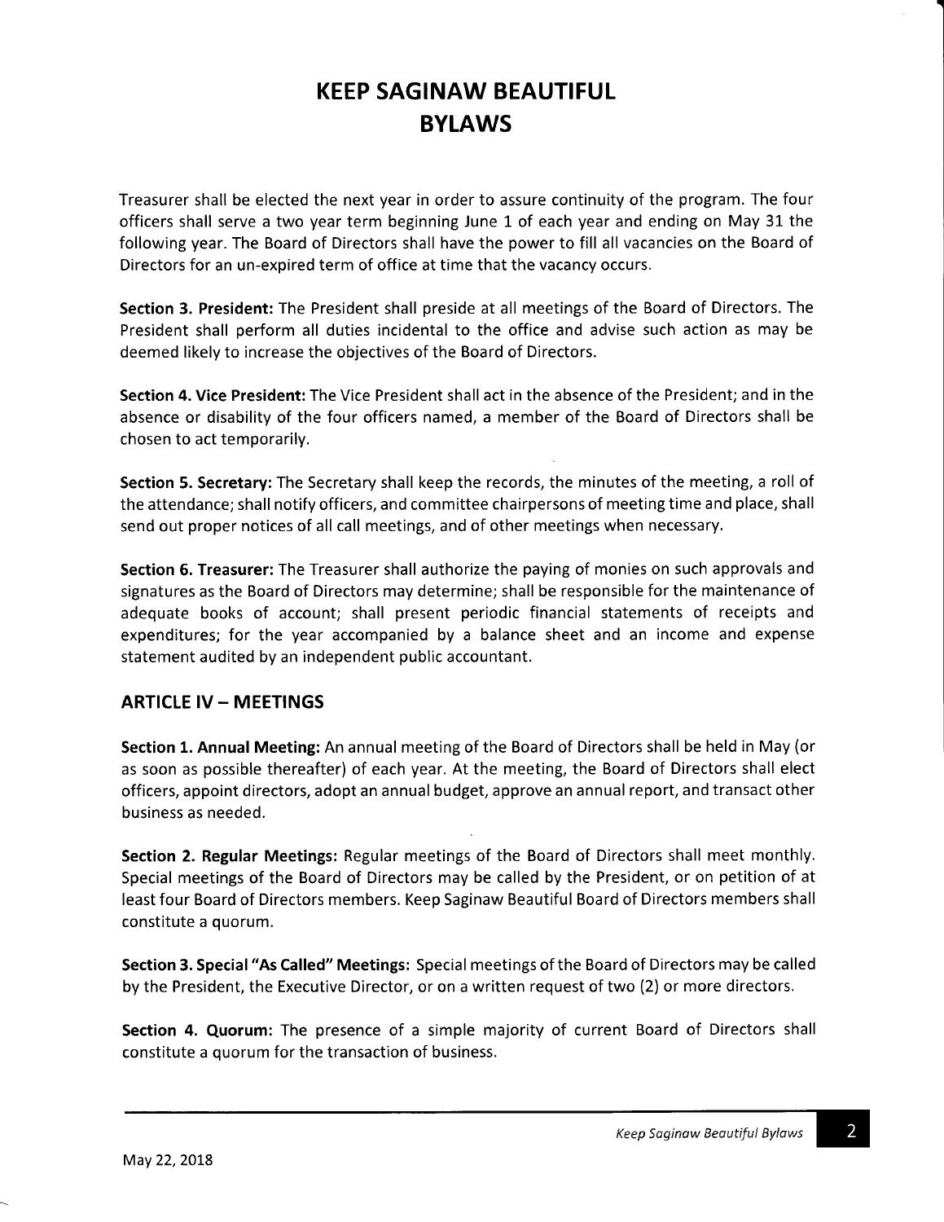Treasurer shall be elected the next year in order to assure continuity of the program. The four officers shall serve a two year term beginning June 1 of each year and ending on May 31 the following year. The Board of Directors shall have the power to fill all vacancies on the Board of Directors for an un-expired term of office at time that the vacancy occurs.

**Section 3. President:** The President shall preside at all meetings of the Board of Directors. The President shall perform all duties incidental to the office and advise such action as may be deemed likely to increase the objectives of the Board of Directors.

**Section 4. Vice President:** The Vice President shall act in the absence of the President; and in the absence or disability of the four officers named, a member of the Board of Directors shall be chosen to act temporarily.

**Section 5. Secretary:** The Secretary shall keep the records, the minutes of the meeting, a roll of the attendance; shall notify officers, and committee chairpersons of meeting time and place, shall send out proper notices of all call meetings, and of other meetings when necessary.

**Section 6. Treasurer:** The Treasurer shall authorize the paying of monies on such approvals and signatures as the Board of Directors may determine; shall be responsible for the maintenance of adequate books of account; shall present periodic financial statements of receipts and expenditures; for the year accompanied by a balance sheet and an income and expense statement audited by an independent public accountant.

## ARTICLE IV – MEETINGS

**Section 1. Annual Meeting:** An annual meeting of the Board of Directors shall be held in May (or as soon as possible thereafter) of each year. At the meeting, the Board of Directors shall elect officers, appoint directors, adopt an annual budget, approve an annual report, and transact other business as needed.

**Section 2. Regular Meetings:** Regular meetings of the Board of Directors shall meet monthly. Special meetings of the Board of Directors may be called by the President, or on petition of at least four Board of Directors members. Keep Saginaw Beautiful Board of Directors members shall constitute a quorum.

**Section 3. Special "As Called" Meetings:** Special meetings of the Board of Directors may be called by the President, the Executive Director, or on a written request of two (2) or more directors.

**Section 4. Quorum:** The presence of a simple majority of current Board of Directors shall constitute a quorum for the transaction of business.

May 22, 2018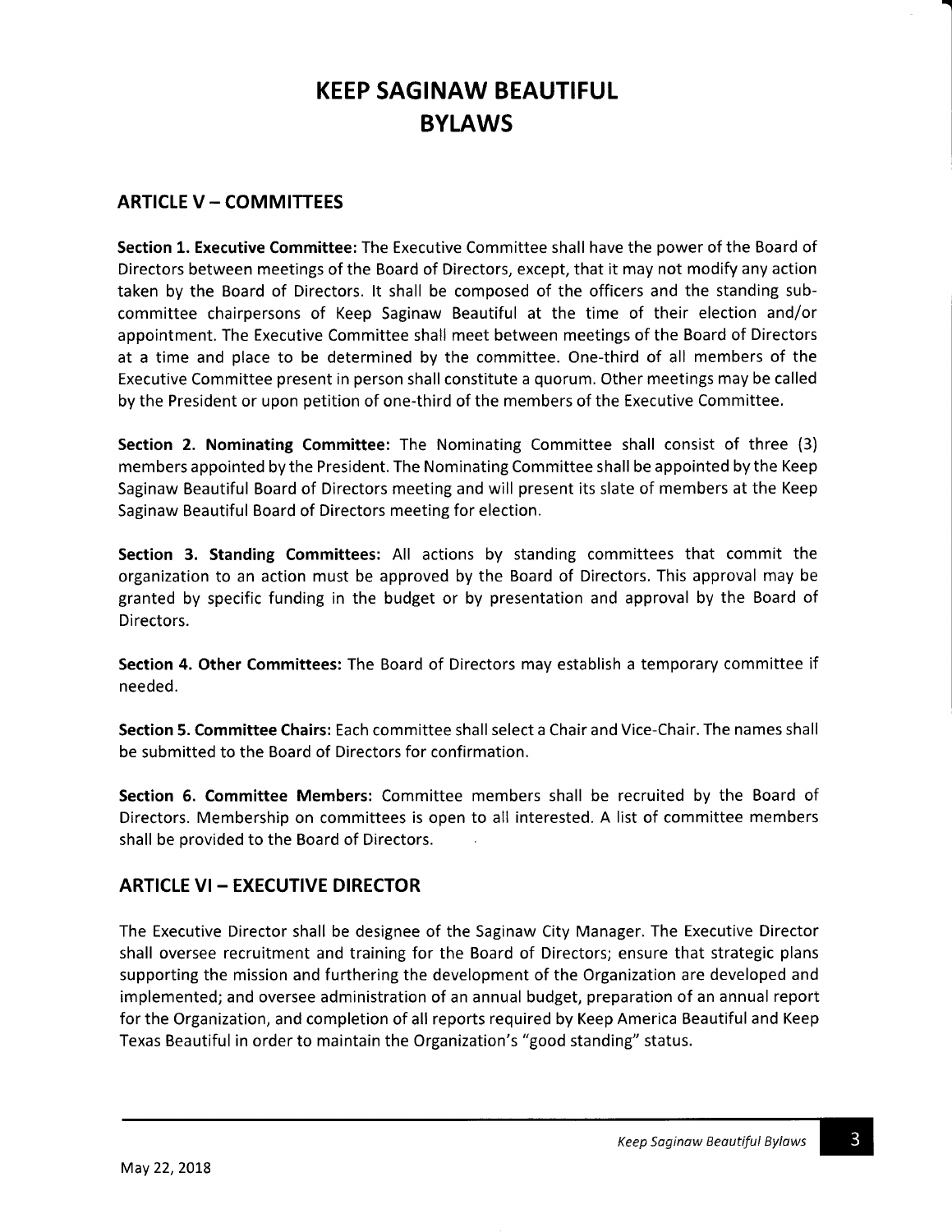# KEEP SAGINAW BEAUTIFUL BYLAWS

## ARTICLE V – COMMITTEES

**Section 1. Executive Committee:** The Executive Committee shall have the power of the Board of Directors between meetings of the Board of Directors, except, that it may not modify any action taken by the Board of Directors. It shall be composed of the officers and the standing sub-committee chairpersons of Keep Saginaw Beautiful at the time of their election and/or appointment. The Executive Committee shall meet between meetings of the Board of Directors at a time and place to be determined by the committee. One-third of all members of the Executive Committee present in person shall constitute a quorum. Other meetings may be called by the President or upon petition of one-third of the members of the Executive Committee.

**Section 2. Nominating Committee:** The Nominating Committee shall consist of three (3) members appointed by the President. The Nominating Committee shall be appointed by the Keep Saginaw Beautiful Board of Directors meeting and will present its slate of members at the Keep Saginaw Beautiful Board of Directors meeting for election.

**Section 3. Standing Committees:** All actions by standing committees that commit the organization to an action must be approved by the Board of Directors. This approval may be granted by specific funding in the budget or by presentation and approval by the Board of Directors.

**Section 4. Other Committees:** The Board of Directors may establish a temporary committee if needed.

**Section 5. Committee Chairs:** Each committee shall select a Chair and Vice-Chair. The names shall be submitted to the Board of Directors for confirmation.

**Section 6. Committee Members:** Committee members shall be recruited by the Board of Directors. Membership on committees is open to all interested. A list of committee members shall be provided to the Board of Directors.

## ARTICLE VI – EXECUTIVE DIRECTOR

The Executive Director shall be designee of the Saginaw City Manager. The Executive Director shall oversee recruitment and training for the Board of Directors; ensure that strategic plans supporting the mission and furthering the development of the Organization are developed and implemented; and oversee administration of an annual budget, preparation of an annual report for the Organization, and completion of all reports required by Keep America Beautiful and Keep Texas Beautiful in order to maintain the Organization's "good standing" status.

May 22, 2018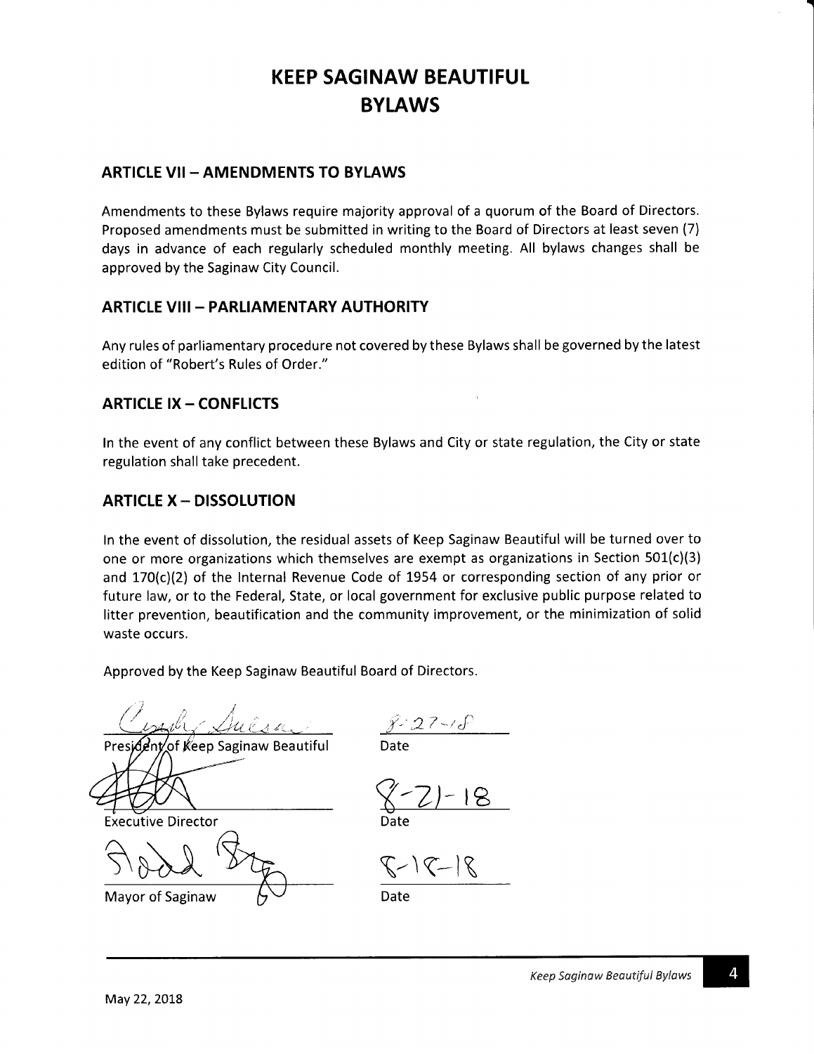# KEEP SAGINAW BEAUTIFUL BYLAWS

## ARTICLE VII – AMENDMENTS TO BYLAWS

Amendments to these Bylaws require majority approval of a quorum of the Board of Directors. Proposed amendments must be submitted in writing to the Board of Directors at least seven (7) days in advance of each regularly scheduled monthly meeting. All bylaws changes shall be approved by the Saginaw City Council.

## ARTICLE VIII – PARLIAMENTARY AUTHORITY

Any rules of parliamentary procedure not covered by these Bylaws shall be governed by the latest edition of "Robert's Rules of Order."

## ARTICLE IX – CONFLICTS

In the event of any conflict between these Bylaws and City or state regulation, the City or state regulation shall take precedent.

## ARTICLE X – DISSOLUTION

In the event of dissolution, the residual assets of Keep Saginaw Beautiful will be turned over to one or more organizations which themselves are exempt as organizations in Section 501(c)(3) and 170(c)(2) of the Internal Revenue Code of 1954 or corresponding section of any prior or future law, or to the Federal, State, or local government for exclusive public purpose related to litter prevention, beautification and the community improvement, or the minimization of solid waste occurs.

Approved by the Keep Saginaw Beautiful Board of Directors.

President of Keep Saginaw Beautiful — Date: 8-27-18

Executive Director — Date: 8-21-18

Mayor of Saginaw — Date: 8-18-18

May 22, 2018